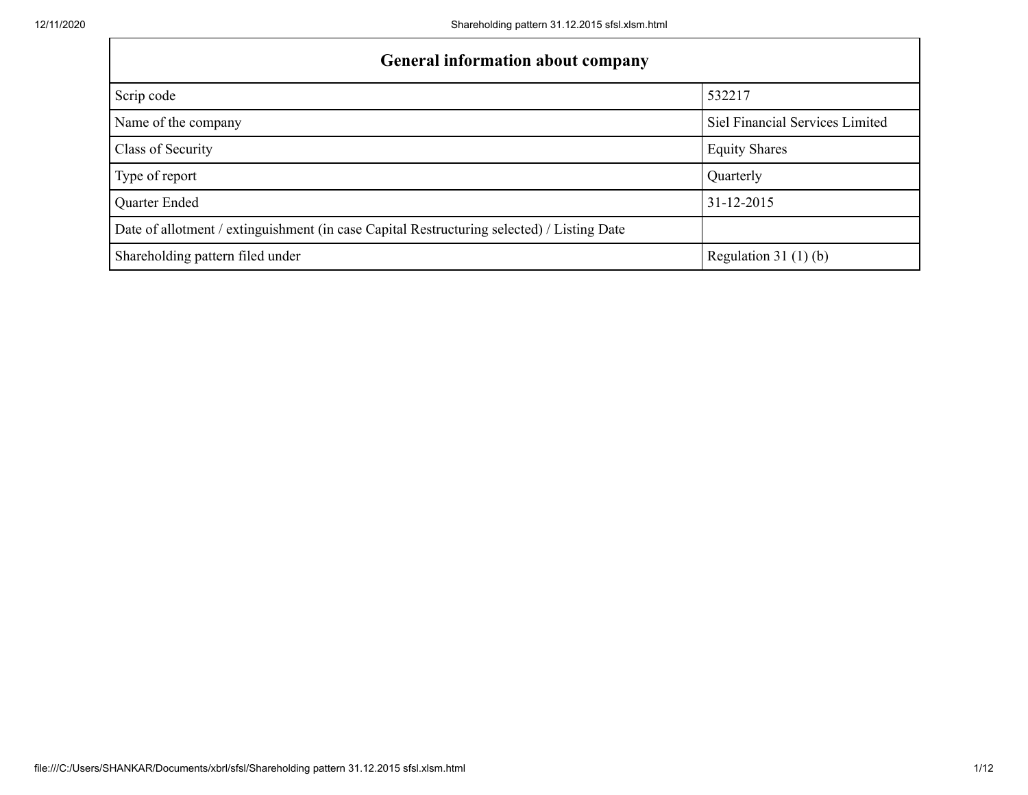| General information about company | |
|---|---|
| Scrip code | 532217 |
| Name of the company | Siel Financial Services Limited |
| Class of Security | Equity Shares |
| Type of report | Quarterly |
| Quarter Ended | 31-12-2015 |
| Date of allotment / extinguishment (in case Capital Restructuring selected) / Listing Date | |
| Shareholding pattern filed under | Regulation 31 (1) (b) |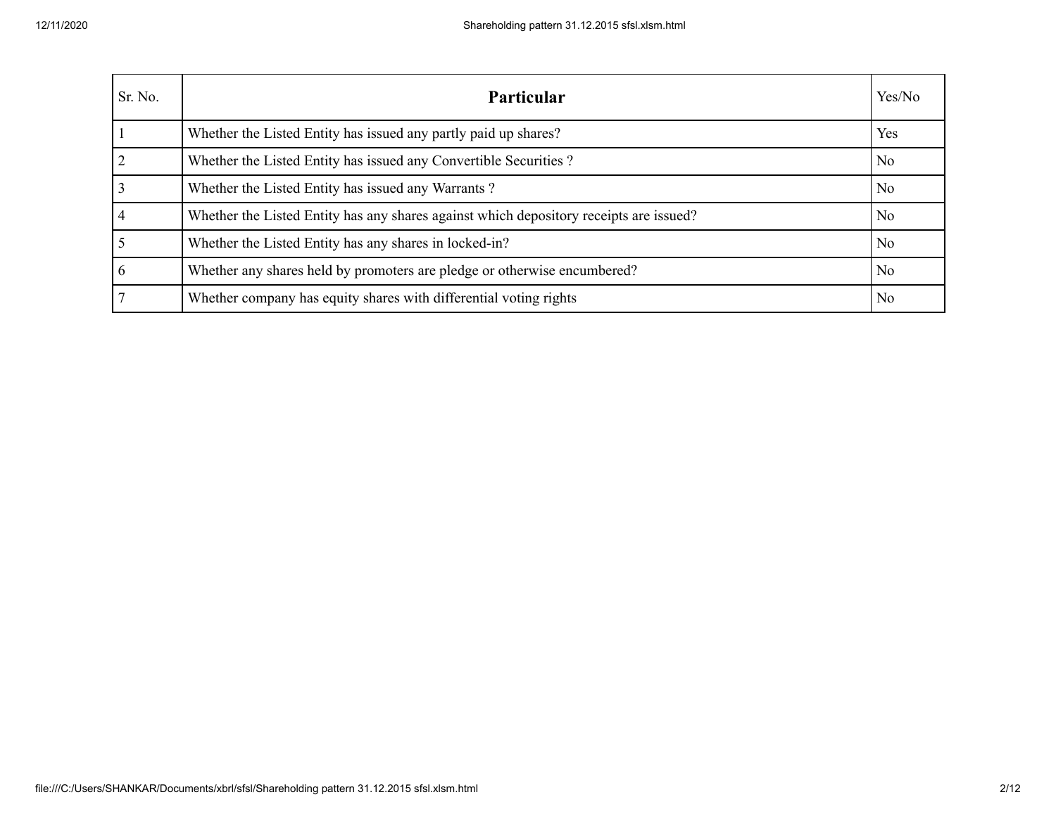| Sr. No. | **Particular** | Yes/No |
| --- | --- | --- |
| 1 | Whether the Listed Entity has issued any partly paid up shares? | Yes |
| 2 | Whether the Listed Entity has issued any Convertible Securities ? | No |
| 3 | Whether the Listed Entity has issued any Warrants ? | No |
| 4 | Whether the Listed Entity has any shares against which depository receipts are issued? | No |
| 5 | Whether the Listed Entity has any shares in locked-in? | No |
| 6 | Whether any shares held by promoters are pledge or otherwise encumbered? | No |
| 7 | Whether company has equity shares with differential voting rights | No |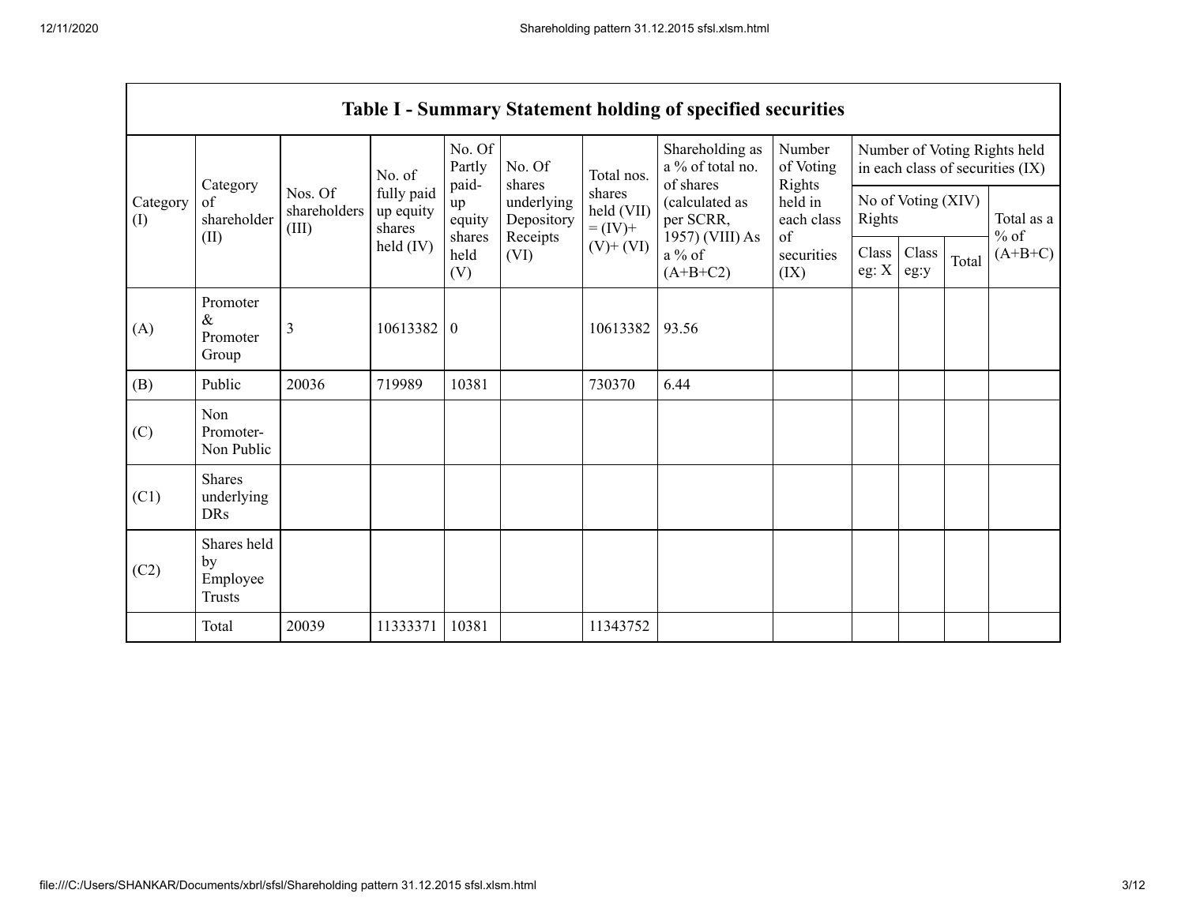## Table I - Summary Statement holding of specified securities

| Category (I) | Category of shareholder (II) | Nos. Of shareholders (III) | No. of fully paid up equity shares held (IV) | No. Of Partly paid-up equity shares held (V) | No. Of shares underlying Depository Receipts (VI) | Total nos. shares held (VII) = (IV)+ (V)+ (VI) | Shareholding as a % of total no. of shares (calculated as per SCRR, 1957) (VIII) As a % of (A+B+C2) | Number of Voting Rights held in each class of securities (IX) | | | |
|---|---|---|---|---|---|---|---|---|---|---|---|
| | | | | | | | | No of Voting (XIV) Rights | | | Total as a % of (A+B+C) |
| | | | | | | | | Class eg: X | Class eg:y | Total | |
| (A) | Promoter & Promoter Group | 3 | 10613382 | 0 | | 10613382 | 93.56 | | | | |
| (B) | Public | 20036 | 719989 | 10381 | | 730370 | 6.44 | | | | |
| (C) | Non Promoter- Non Public | | | | | | | | | | |
| (C1) | Shares underlying DRs | | | | | | | | | | |
| (C2) | Shares held by Employee Trusts | | | | | | | | | | |
| | Total | 20039 | 11333371 | 10381 | | 11343752 | | | | | |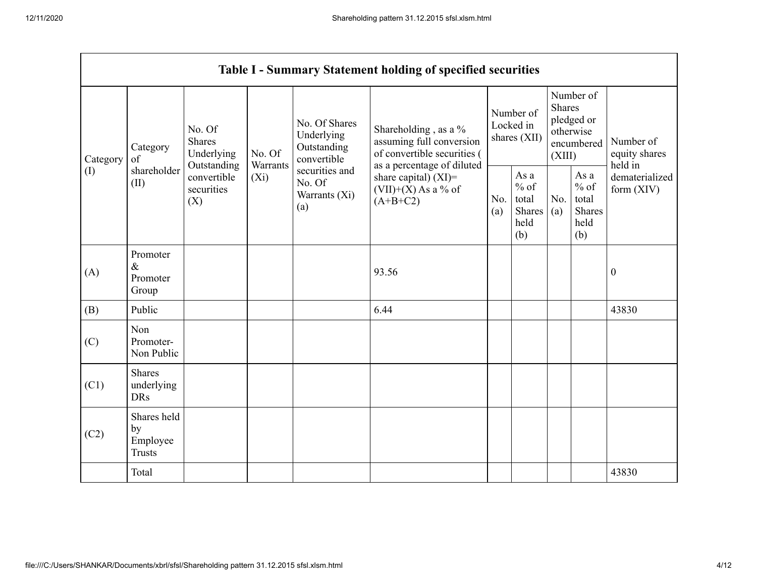| Table I - Summary Statement holding of specified securities | | | | | | | | | | |
|---|---|---|---|---|---|---|---|---|---|---|
| Category (I) | Category of shareholder (II) | No. Of Shares Underlying Outstanding convertible securities (X) | No. Of Warrants (Xi) | No. Of Shares Underlying Outstanding convertible securities and No. Of Warrants (Xi) (a) | Shareholding , as a % assuming full conversion of convertible securities ( as a percentage of diluted share capital) (XI)= (VII)+(X) As a % of (A+B+C2) | Number of Locked in shares (XII) | | Number of Shares pledged or otherwise encumbered (XIII) | | Number of equity shares held in dematerialized form (XIV) |
| | | | | | | No. (a) | As a % of total Shares held (b) | No. (a) | As a % of total Shares held (b) | |
| (A) | Promoter & Promoter Group | | | | 93.56 | | | | | 0 |
| (B) | Public | | | | 6.44 | | | | | 43830 |
| (C) | Non Promoter- Non Public | | | | | | | | | |
| (C1) | Shares underlying DRs | | | | | | | | | |
| (C2) | Shares held by Employee Trusts | | | | | | | | | |
| | Total | | | | | | | | | 43830 |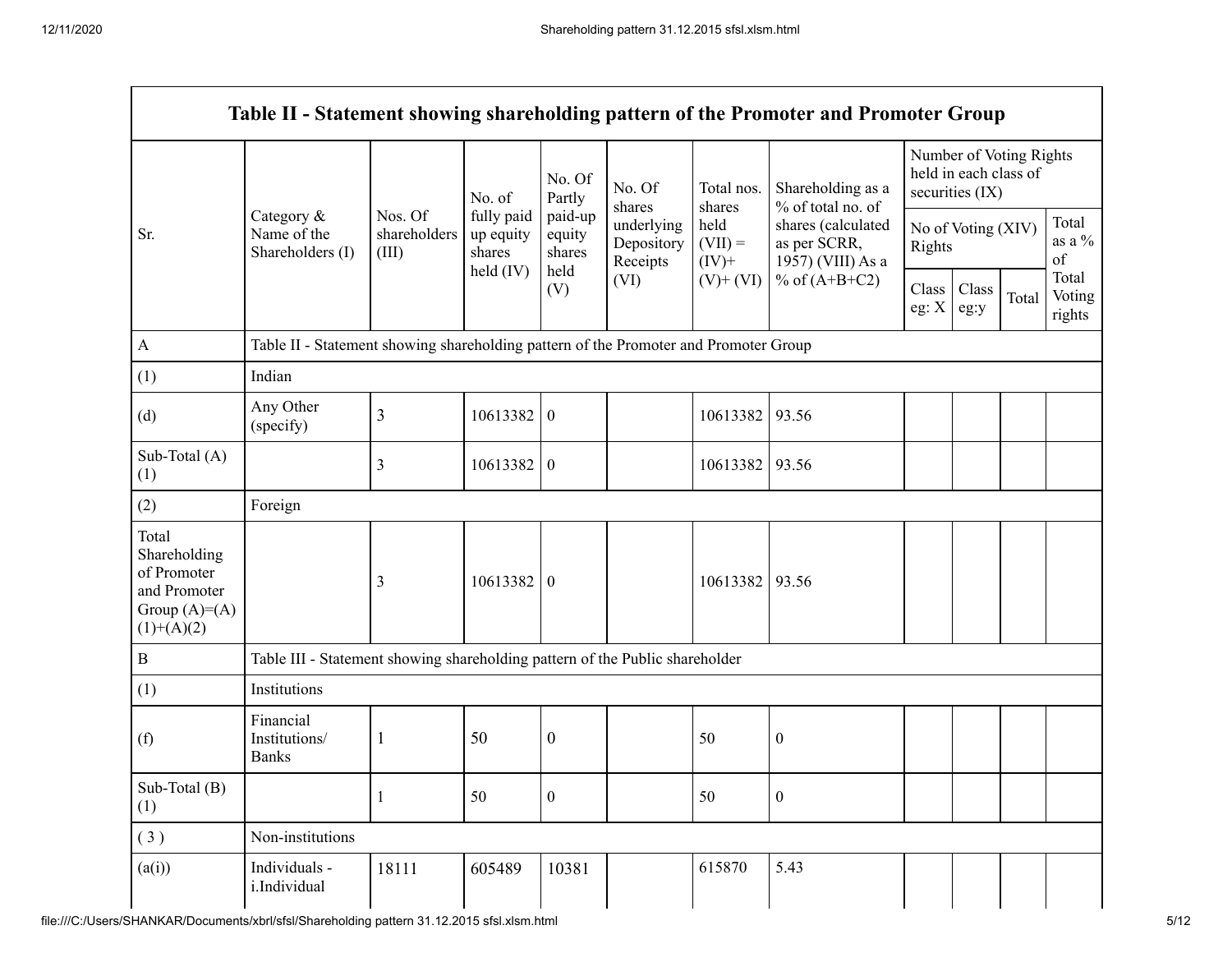| Table II - Statement showing shareholding pattern of the Promoter and Promoter Group | | | | | | | | | | | |
|---|---|---|---|---|---|---|---|---|---|---|---|
| Sr. | Category & Name of the Shareholders (I) | Nos. Of shareholders (III) | No. of fully paid up equity shares held (IV) | No. Of Partly paid-up equity shares held (V) | No. Of shares underlying Depository Receipts (VI) | Total nos. shares held (VII) = (IV)+ (V)+ (VI) | Shareholding as a % of total no. of shares (calculated as per SCRR, 1957) (VIII) As a % of (A+B+C2) | Number of Voting Rights held in each class of securities (IX) | | | |
| | | | | | | | | No of Voting (XIV) Rights | | | Total as a % of Total Voting rights |
| | | | | | | | | Class eg: X | Class eg:y | Total | |
| A | Table II - Statement showing shareholding pattern of the Promoter and Promoter Group | | | | | | | | | | |
| (1) | Indian | | | | | | | | | | |
| (d) | Any Other (specify) | 3 | 10613382 | 0 | | 10613382 | 93.56 | | | | |
| Sub-Total (A) (1) | | 3 | 10613382 | 0 | | 10613382 | 93.56 | | | | |
| (2) | Foreign | | | | | | | | | | |
| Total Shareholding of Promoter and Promoter Group (A)=(A)(1)+(A)(2) | | 3 | 10613382 | 0 | | 10613382 | 93.56 | | | | |
| B | Table III - Statement showing shareholding pattern of the Public shareholder | | | | | | | | | | |
| (1) | Institutions | | | | | | | | | | |
| (f) | Financial Institutions/ Banks | 1 | 50 | 0 | | 50 | 0 | | | | |
| Sub-Total (B) (1) | | 1 | 50 | 0 | | 50 | 0 | | | | |
| ( 3 ) | Non-institutions | | | | | | | | | | |
| (a(i)) | Individuals - i.Individual | 18111 | 605489 | 10381 | | 615870 | 5.43 | | | | |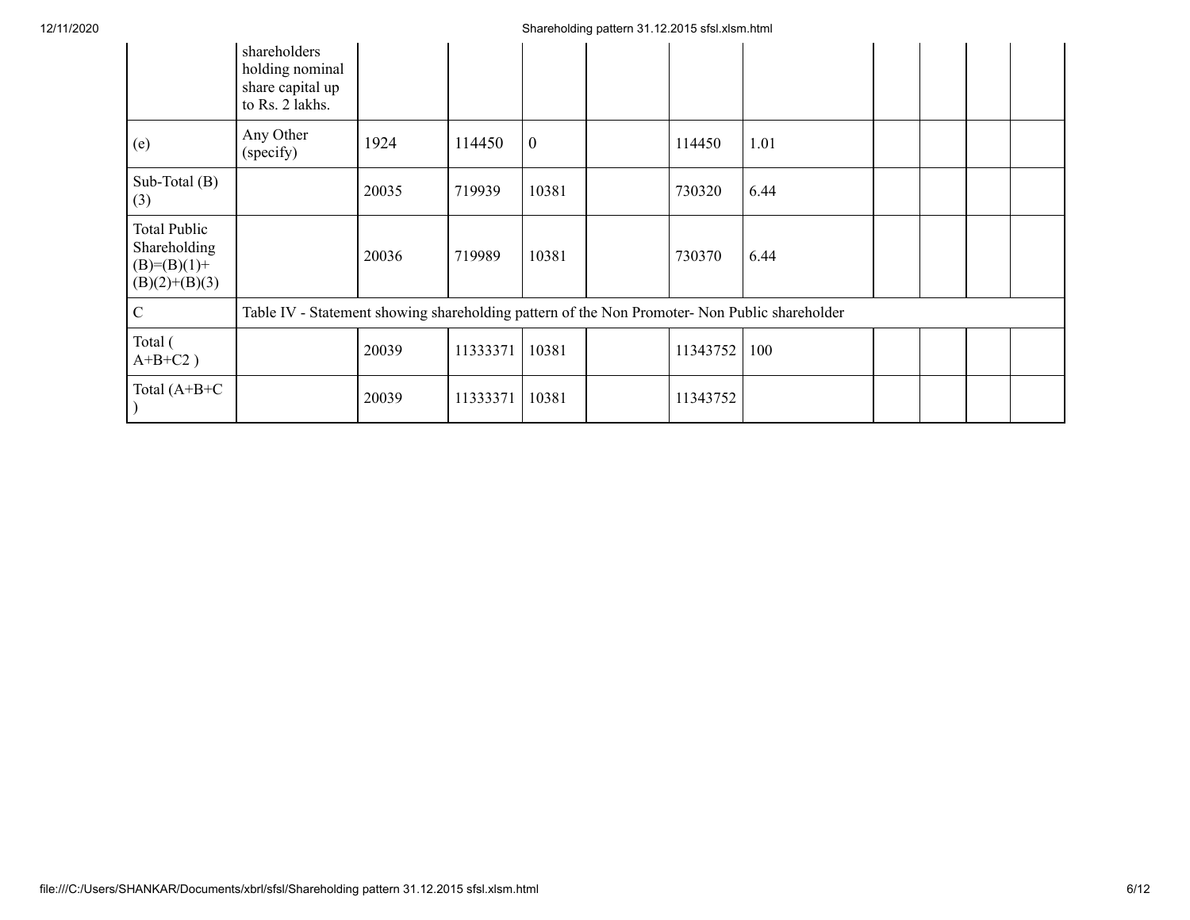|  | shareholders holding nominal share capital up to Rs. 2 lakhs. |  |  |  |  |  |  |  |  |  |  |
|---|---|---|---|---|---|---|---|---|---|---|---|
| (e) | Any Other (specify) | 1924 | 114450 | 0 |  | 114450 | 1.01 |  |  |  |  |
| Sub-Total (B)(3) |  | 20035 | 719939 | 10381 |  | 730320 | 6.44 |  |  |  |  |
| Total Public Shareholding (B)=(B)(1)+(B)(2)+(B)(3) |  | 20036 | 719989 | 10381 |  | 730370 | 6.44 |  |  |  |  |
| C | Table IV - Statement showing shareholding pattern of the Non Promoter- Non Public shareholder |  |  |  |  |  |  |  |  |  |  |
| Total ( A+B+C2 ) |  | 20039 | 11333371 | 10381 |  | 11343752 | 100 |  |  |  |  |
| Total (A+B+C ) |  | 20039 | 11333371 | 10381 |  | 11343752 |  |  |  |  |  |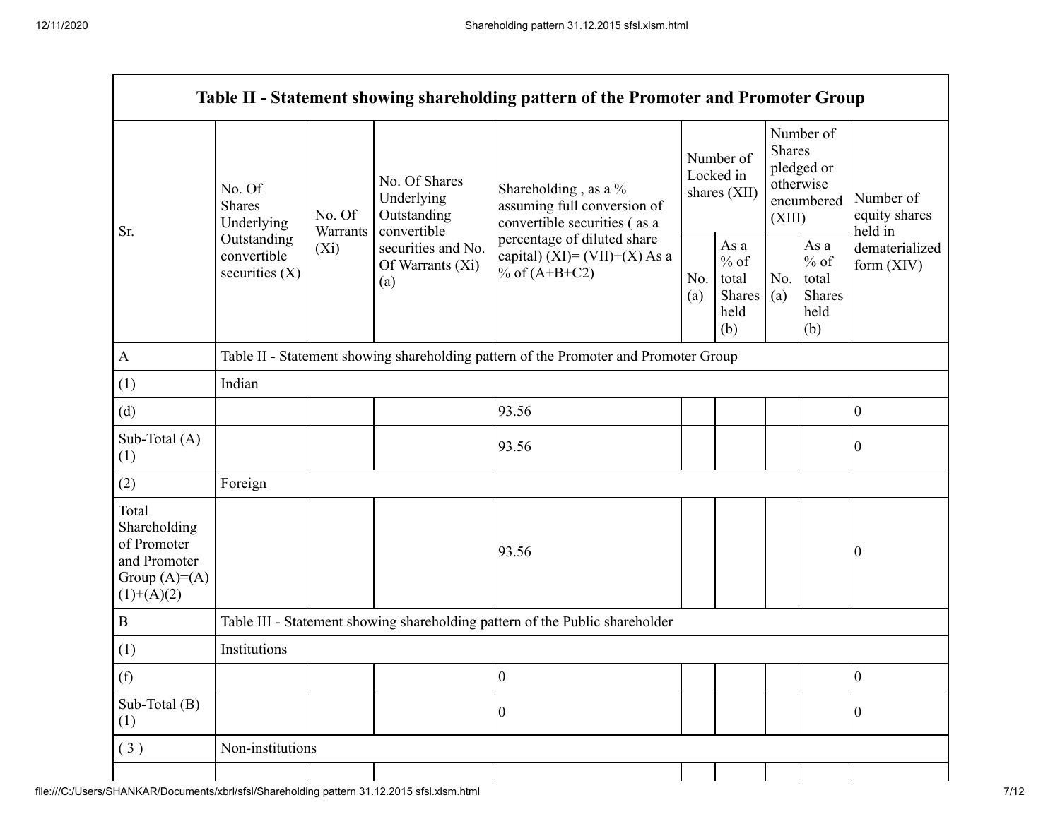| Table II - Statement showing shareholding pattern of the Promoter and Promoter Group | | | | | | | | | |
|---|---|---|---|---|---|---|---|---|---|
| Sr. | No. Of Shares Underlying Outstanding convertible securities (X) | No. Of Warrants (Xi) | No. Of Shares Underlying Outstanding convertible securities and No. Of Warrants (Xi) (a) | Shareholding , as a % assuming full conversion of convertible securities ( as a percentage of diluted share capital) (XI)= (VII)+(X) As a % of (A+B+C2) | Number of Locked in shares (XII) | | Number of Shares pledged or otherwise encumbered (XIII) | | Number of equity shares held in dematerialized form (XIV) |
| | | | | | No. (a) | As a % of total Shares held (b) | No. (a) | As a % of total Shares held (b) | |
| A | Table II - Statement showing shareholding pattern of the Promoter and Promoter Group | | | | | | | | |
| (1) | Indian | | | | | | | | |
| (d) | | | | 93.56 | | | | | 0 |
| Sub-Total (A) (1) | | | | 93.56 | | | | | 0 |
| (2) | Foreign | | | | | | | | |
| Total Shareholding of Promoter and Promoter Group (A)=(A)(1)+(A)(2) | | | | 93.56 | | | | | 0 |
| B | Table III - Statement showing shareholding pattern of the Public shareholder | | | | | | | | |
| (1) | Institutions | | | | | | | | |
| (f) | | | | 0 | | | | | 0 |
| Sub-Total (B) (1) | | | | 0 | | | | | 0 |
| ( 3 ) | Non-institutions | | | | | | | | |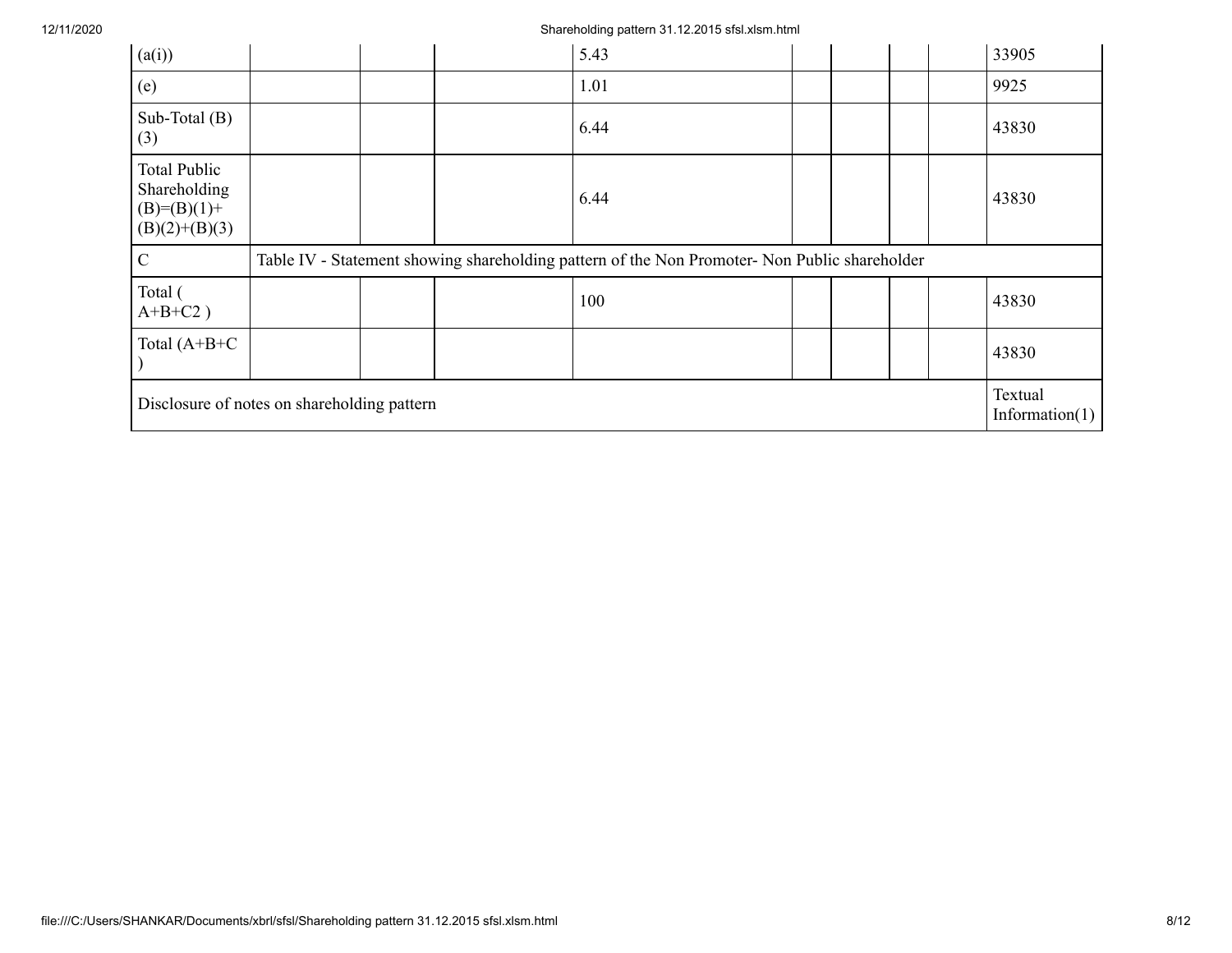| | | | | | | | | | |
|---|---|---|---|---|---|---|---|---|---|
| (a(i)) | | | | 5.43 | | | | | 33905 |
| (e) | | | | 1.01 | | | | | 9925 |
| Sub-Total (B)(3) | | | | 6.44 | | | | | 43830 |
| Total Public Shareholding (B)=(B)(1)+(B)(2)+(B)(3) | | | | 6.44 | | | | | 43830 |
| C | Table IV - Statement showing shareholding pattern of the Non Promoter- Non Public shareholder | | | | | | | | |
| Total ( A+B+C2 ) | | | | 100 | | | | | 43830 |
| Total (A+B+C ) | | | | | | | | | 43830 |
| Disclosure of notes on shareholding pattern | | | | | | | | | Textual Information(1) |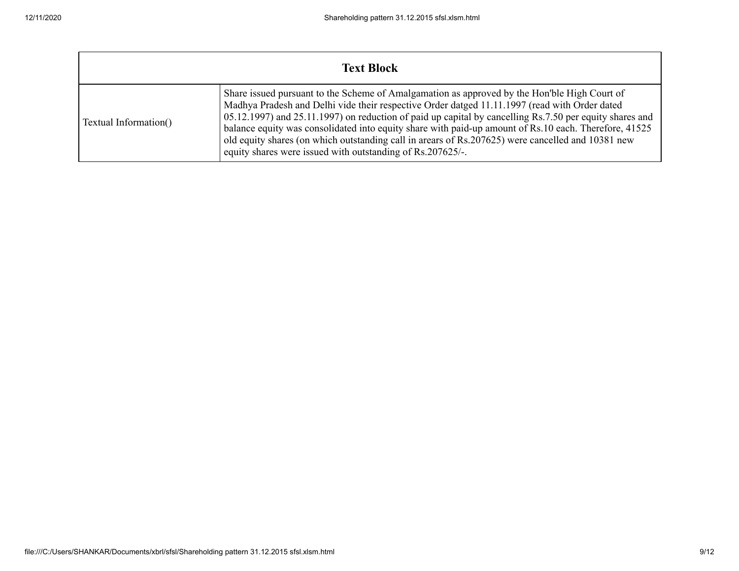| Text Block | |
|---|---|
| Textual Information() | Share issued pursuant to the Scheme of Amalgamation as approved by the Hon'ble High Court of Madhya Pradesh and Delhi vide their respective Order datged 11.11.1997 (read with Order dated 05.12.1997) and 25.11.1997) on reduction of paid up capital by cancelling Rs.7.50 per equity shares and balance equity was consolidated into equity share with paid-up amount of Rs.10 each. Therefore, 41525 old equity shares (on which outstanding call in arears of Rs.207625) were cancelled and 10381 new equity shares were issued with outstanding of Rs.207625/-. |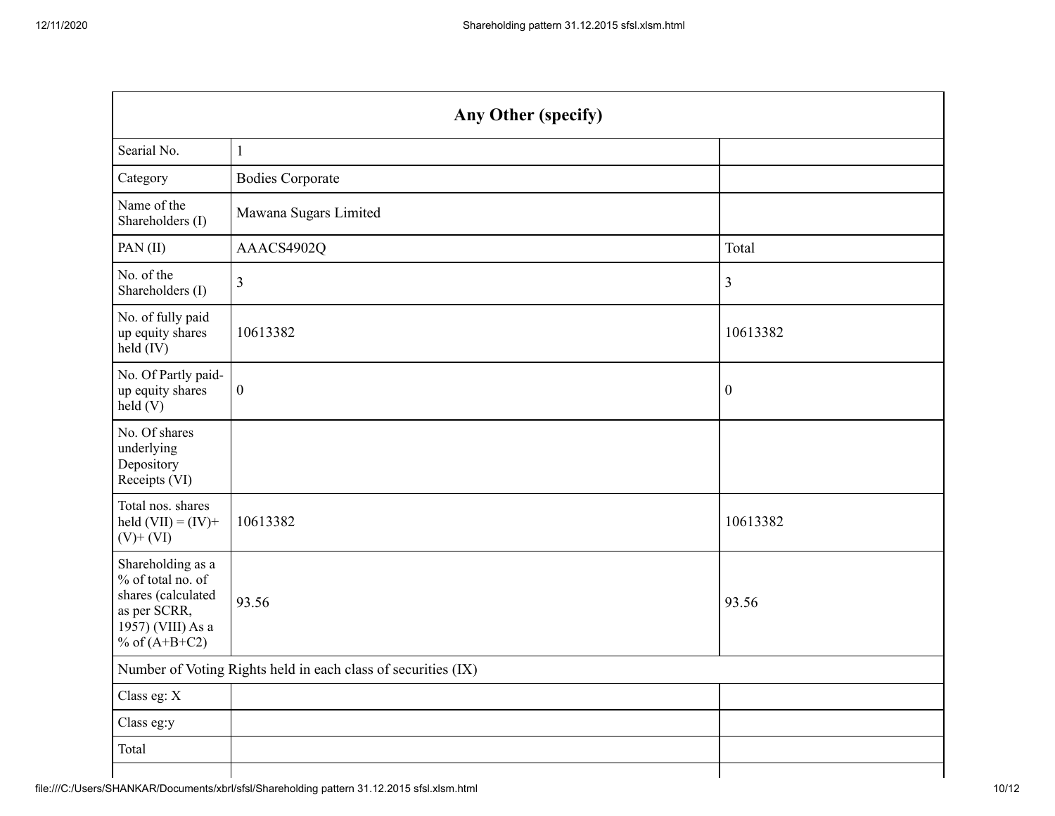| Any Other (specify) | | |
|---|---|---|
| Searial No. | 1 | |
| Category | Bodies Corporate | |
| Name of the Shareholders (I) | Mawana Sugars Limited | |
| PAN (II) | AAACS4902Q | Total |
| No. of the Shareholders (I) | 3 | 3 |
| No. of fully paid up equity shares held (IV) | 10613382 | 10613382 |
| No. Of Partly paid-up equity shares held (V) | 0 | 0 |
| No. Of shares underlying Depository Receipts (VI) | | |
| Total nos. shares held (VII) = (IV)+ (V)+ (VI) | 10613382 | 10613382 |
| Shareholding as a % of total no. of shares (calculated as per SCRR, 1957) (VIII) As a % of (A+B+C2) | 93.56 | 93.56 |
| Number of Voting Rights held in each class of securities (IX) | | |
| Class eg: X | | |
| Class eg:y | | |
| Total | | |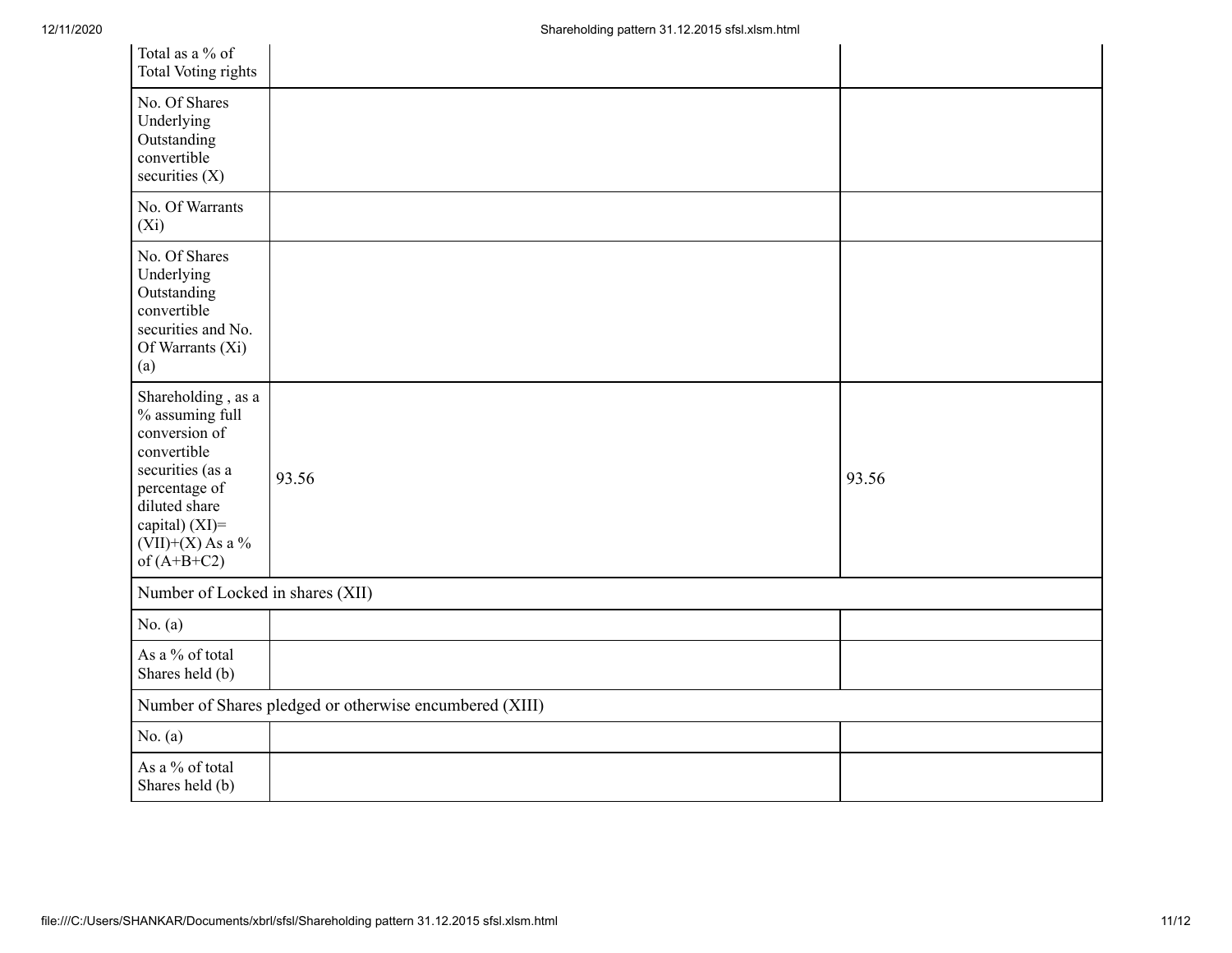| | | |
|---|---|---|
| Total as a % of Total Voting rights | | |
| No. Of Shares Underlying Outstanding convertible securities (X) | | |
| No. Of Warrants (Xi) | | |
| No. Of Shares Underlying Outstanding convertible securities and No. Of Warrants (Xi) (a) | | |
| Shareholding , as a % assuming full conversion of convertible securities (as a percentage of diluted share capital) (XI)= (VII)+(X) As a % of (A+B+C2) | 93.56 | 93.56 |
| Number of Locked in shares (XII) | | |
| No. (a) | | |
| As a % of total Shares held (b) | | |
| Number of Shares pledged or otherwise encumbered (XIII) | | |
| No. (a) | | |
| As a % of total Shares held (b) | | |